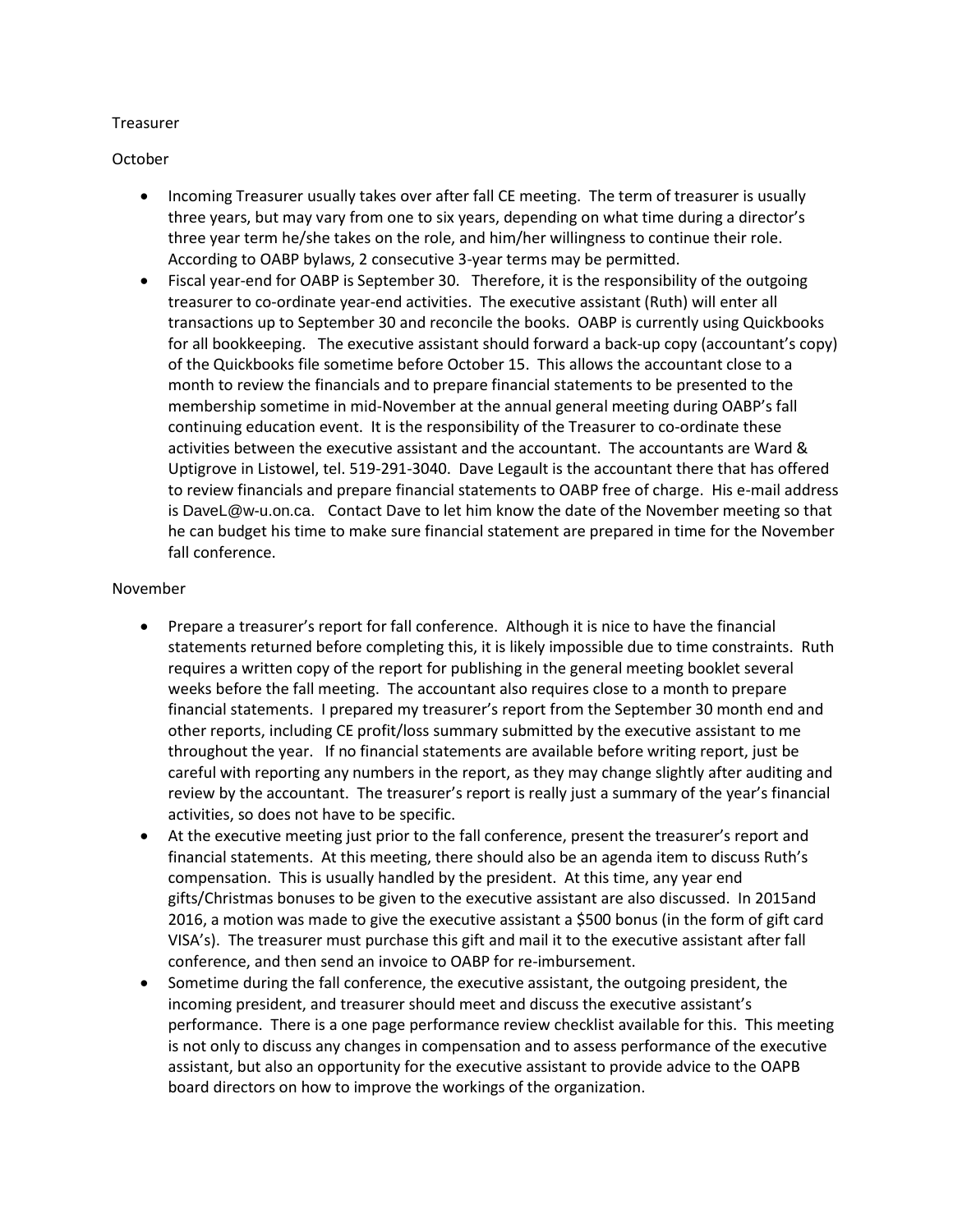Treasurer

October

- Incoming Treasurer usually takes over after fall CE meeting. The term of treasurer is usually three years, but may vary from one to six years, depending on what time during a director's three year term he/she takes on the role, and him/her willingness to continue their role. According to OABP bylaws, 2 consecutive 3-year terms may be permitted.
- Fiscal year-end for OABP is September 30. Therefore, it is the responsibility of the outgoing treasurer to co-ordinate year-end activities. The executive assistant (Ruth) will enter all transactions up to September 30 and reconcile the books. OABP is currently using Quickbooks for all bookkeeping. The executive assistant should forward a back-up copy (accountant's copy) of the Quickbooks file sometime before October 15. This allows the accountant close to a month to review the financials and to prepare financial statements to be presented to the membership sometime in mid-November at the annual general meeting during OABP's fall continuing education event. It is the responsibility of the Treasurer to co-ordinate these activities between the executive assistant and the accountant. The accountants are Ward & Uptigrove in Listowel, tel. 519-291-3040. Dave Legault is the accountant there that has offered to review financials and prepare financial statements to OABP free of charge. His e-mail address is DaveL@w-u.on.ca. Contact Dave to let him know the date of the November meeting so that he can budget his time to make sure financial statement are prepared in time for the November fall conference.

November

- Prepare a treasurer's report for fall conference. Although it is nice to have the financial statements returned before completing this, it is likely impossible due to time constraints. Ruth requires a written copy of the report for publishing in the general meeting booklet several weeks before the fall meeting. The accountant also requires close to a month to prepare financial statements. I prepared my treasurer's report from the September 30 month end and other reports, including CE profit/loss summary submitted by the executive assistant to me throughout the year. If no financial statements are available before writing report, just be careful with reporting any numbers in the report, as they may change slightly after auditing and review by the accountant. The treasurer's report is really just a summary of the year's financial activities, so does not have to be specific.
- At the executive meeting just prior to the fall conference, present the treasurer's report and financial statements. At this meeting, there should also be an agenda item to discuss Ruth's compensation. This is usually handled by the president. At this time, any year end gifts/Christmas bonuses to be given to the executive assistant are also discussed. In 2015and 2016, a motion was made to give the executive assistant a $500 bonus (in the form of gift card VISA's). The treasurer must purchase this gift and mail it to the executive assistant after fall conference, and then send an invoice to OABP for re-imbursement.
- Sometime during the fall conference, the executive assistant, the outgoing president, the incoming president, and treasurer should meet and discuss the executive assistant's performance. There is a one page performance review checklist available for this. This meeting is not only to discuss any changes in compensation and to assess performance of the executive assistant, but also an opportunity for the executive assistant to provide advice to the OAPB board directors on how to improve the workings of the organization.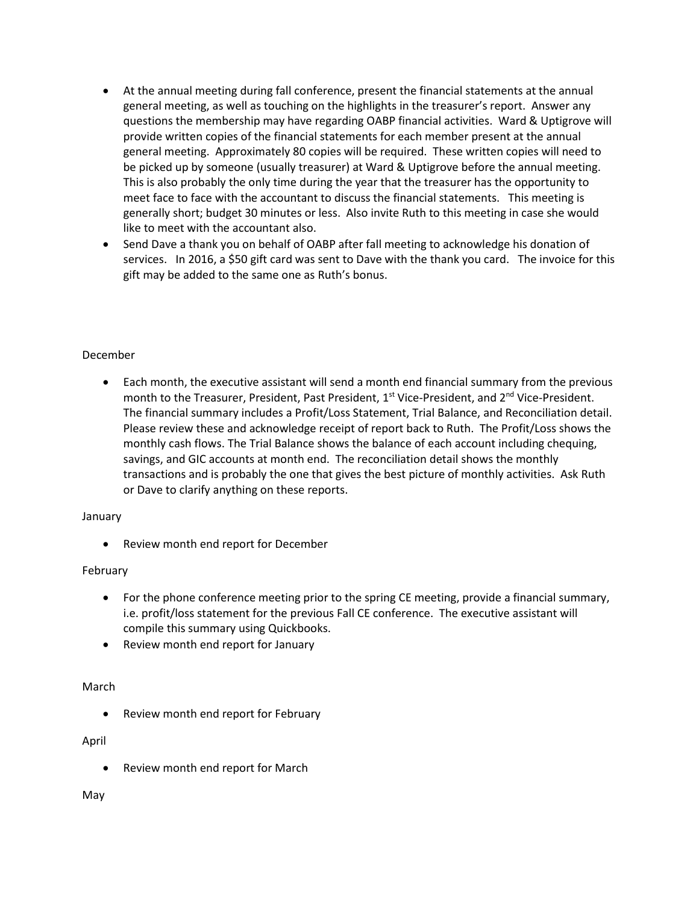- At the annual meeting during fall conference, present the financial statements at the annual general meeting, as well as touching on the highlights in the treasurer's report. Answer any questions the membership may have regarding OABP financial activities. Ward & Uptigrove will provide written copies of the financial statements for each member present at the annual general meeting. Approximately 80 copies will be required. These written copies will need to be picked up by someone (usually treasurer) at Ward & Uptigrove before the annual meeting. This is also probably the only time during the year that the treasurer has the opportunity to meet face to face with the accountant to discuss the financial statements. This meeting is generally short; budget 30 minutes or less. Also invite Ruth to this meeting in case she would like to meet with the accountant also.
- Send Dave a thank you on behalf of OABP after fall meeting to acknowledge his donation of services. In 2016, a $50 gift card was sent to Dave with the thank you card. The invoice for this gift may be added to the same one as Ruth's bonus.

December

- Each month, the executive assistant will send a month end financial summary from the previous month to the Treasurer, President, Past President, 1st Vice-President, and 2nd Vice-President. The financial summary includes a Profit/Loss Statement, Trial Balance, and Reconciliation detail. Please review these and acknowledge receipt of report back to Ruth. The Profit/Loss shows the monthly cash flows. The Trial Balance shows the balance of each account including chequing, savings, and GIC accounts at month end. The reconciliation detail shows the monthly transactions and is probably the one that gives the best picture of monthly activities. Ask Ruth or Dave to clarify anything on these reports.

January

- Review month end report for December

February

- For the phone conference meeting prior to the spring CE meeting, provide a financial summary, i.e. profit/loss statement for the previous Fall CE conference. The executive assistant will compile this summary using Quickbooks.
- Review month end report for January

March

- Review month end report for February

April

- Review month end report for March

May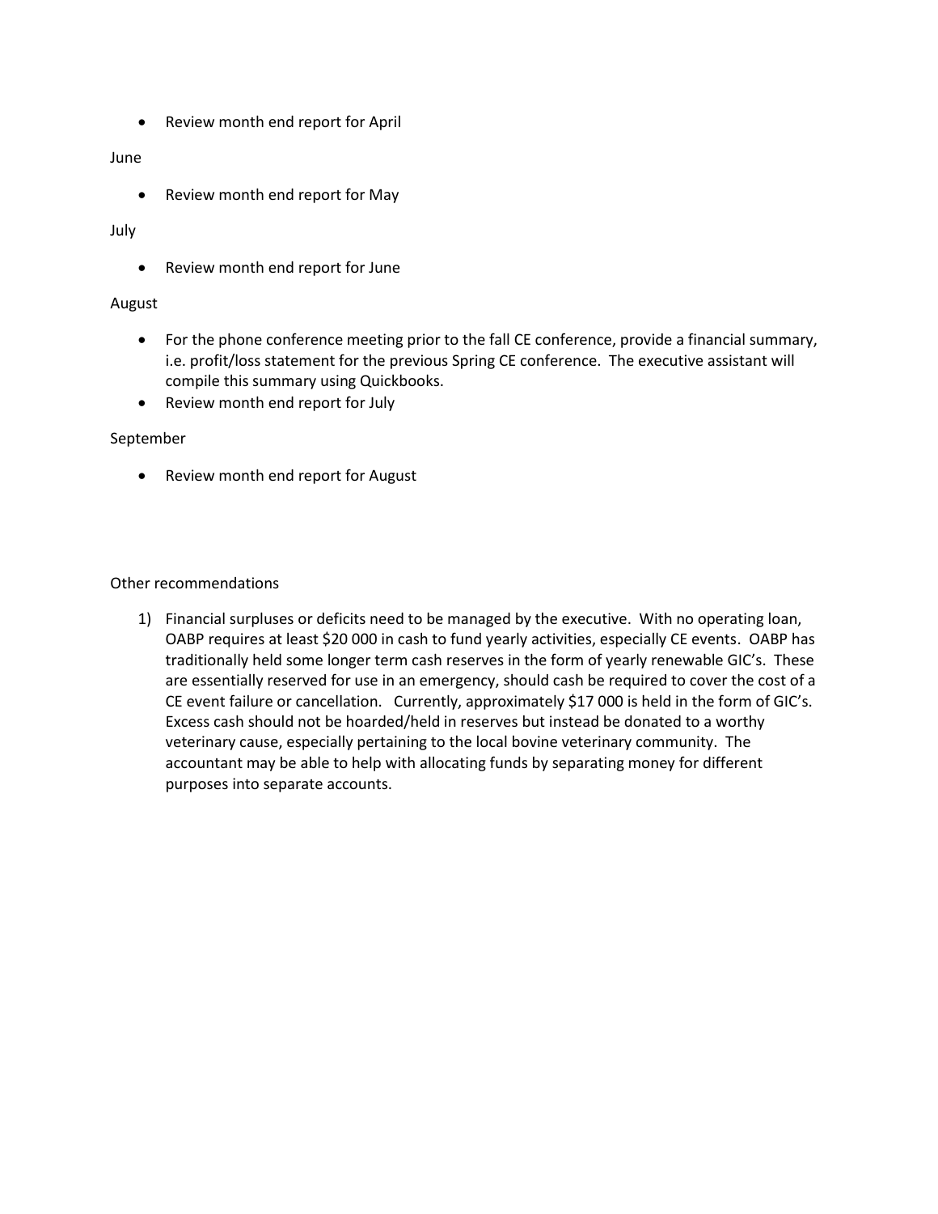- Review month end report for April

June

- Review month end report for May

July

- Review month end report for June

August

- For the phone conference meeting prior to the fall CE conference, provide a financial summary, i.e. profit/loss statement for the previous Spring CE conference. The executive assistant will compile this summary using Quickbooks.
- Review month end report for July

September

- Review month end report for August

Other recommendations

1) Financial surpluses or deficits need to be managed by the executive. With no operating loan, OABP requires at least $20 000 in cash to fund yearly activities, especially CE events. OABP has traditionally held some longer term cash reserves in the form of yearly renewable GIC's. These are essentially reserved for use in an emergency, should cash be required to cover the cost of a CE event failure or cancellation. Currently, approximately $17 000 is held in the form of GIC's. Excess cash should not be hoarded/held in reserves but instead be donated to a worthy veterinary cause, especially pertaining to the local bovine veterinary community. The accountant may be able to help with allocating funds by separating money for different purposes into separate accounts.